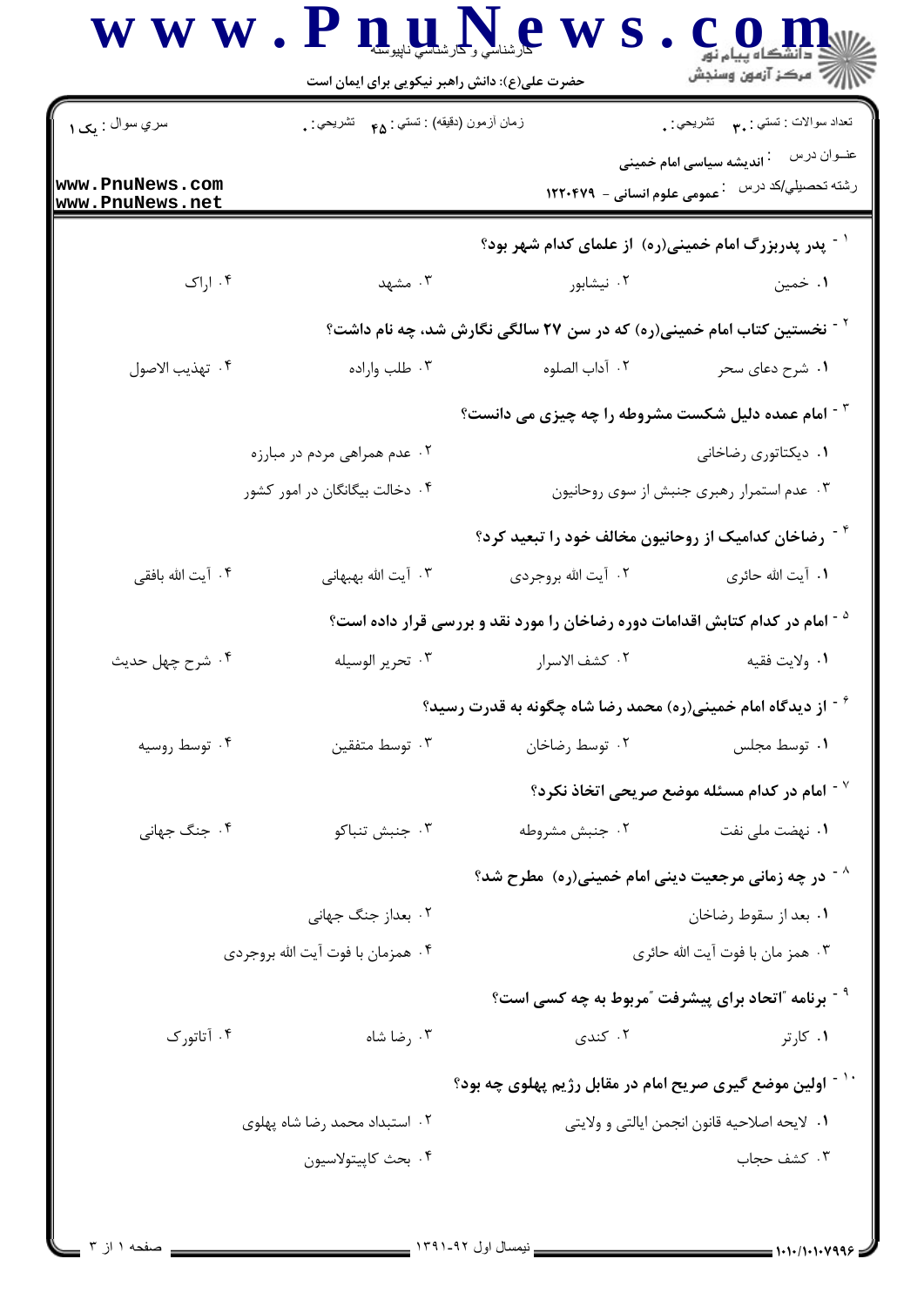سري سوال : یک ۱

زمان آزمون (دقیقه) : تستی : ۴۵ تشریحی : ۰

تعداد سوالات : تستی : ۳۰ تشریحی : ۰

عنوان درس : اندیشه سیاسی امام خمینی

رشته تحصیلی/کد درس : عمومی علوم انسانی - ۱۲۲۰۴۷۹

۱- پدر پدربزرگ امام خمینی(ره) از علمای کدام شهر بود؟

۱. خمین
۲. نیشابور
۳. مشهد
۴. اراک

۲- نخستین کتاب امام خمینی(ره) که در سن ۲۷ سالگی نگارش شد، چه نام داشت؟

۱. شرح دعای سحر
۲. آداب الصلوه
۳. طلب واراده
۴. تهذیب الاصول

۳- امام عمده دلیل شکست مشروطه را چه چیزی می دانست؟

۱. دیکتاتوری رضاخانی
۲. عدم همراهی مردم در مبارزه
۳. عدم استمرار رهبری جنبش از سوی روحانیون
۴. دخالت بیگانگان در امور کشور

۴- رضاخان کدامیک از روحانیون مخالف خود را تبعید کرد؟

۱. آیت الله حائری
۲. آیت الله بروجردی
۳. آیت الله بهبهانی
۴. آیت الله بافقی

۵- امام در کدام کتابش اقدامات دوره رضاخان را مورد نقد و بررسی قرار داده است؟

۱. ولایت فقیه
۲. کشف الاسرار
۳. تحریر الوسیله
۴. شرح چهل حدیث

۶- از دیدگاه امام خمینی(ره) محمد رضا شاه چگونه به قدرت رسید؟

۱. توسط مجلس
۲. توسط رضاخان
۳. توسط متفقین
۴. توسط روسیه

۷- امام در کدام مسئله موضع صریحی اتخاذ نکرد؟

۱. نهضت ملی نفت
۲. جنبش مشروطه
۳. جنبش تنباکو
۴. جنگ جهانی

۸- در چه زمانی مرجعیت دینی امام خمینی(ره) مطرح شد؟

۱. بعد از سقوط رضاخان
۲. بعدازجنگ جهانی
۳. همزمان با فوت آیت الله حائری
۴. همزمان با فوت آیت الله بروجردی

۹- برنامه "اتحاد برای پیشرفت "مربوط به چه کسی است؟

۱. کارتر
۲. کندی
۳. رضا شاه
۴. آتاتورک

۱۰- اولین موضع گیری صریح امام در مقابل رژیم پهلوی چه بود؟

۱. لایحه اصلاحیه قانون انجمن ایالتی و ولایتی
۲. استبداد محمد رضا شاه پهلوی
۳. کشف حجاب
۴. بحث کاپیتولاسیون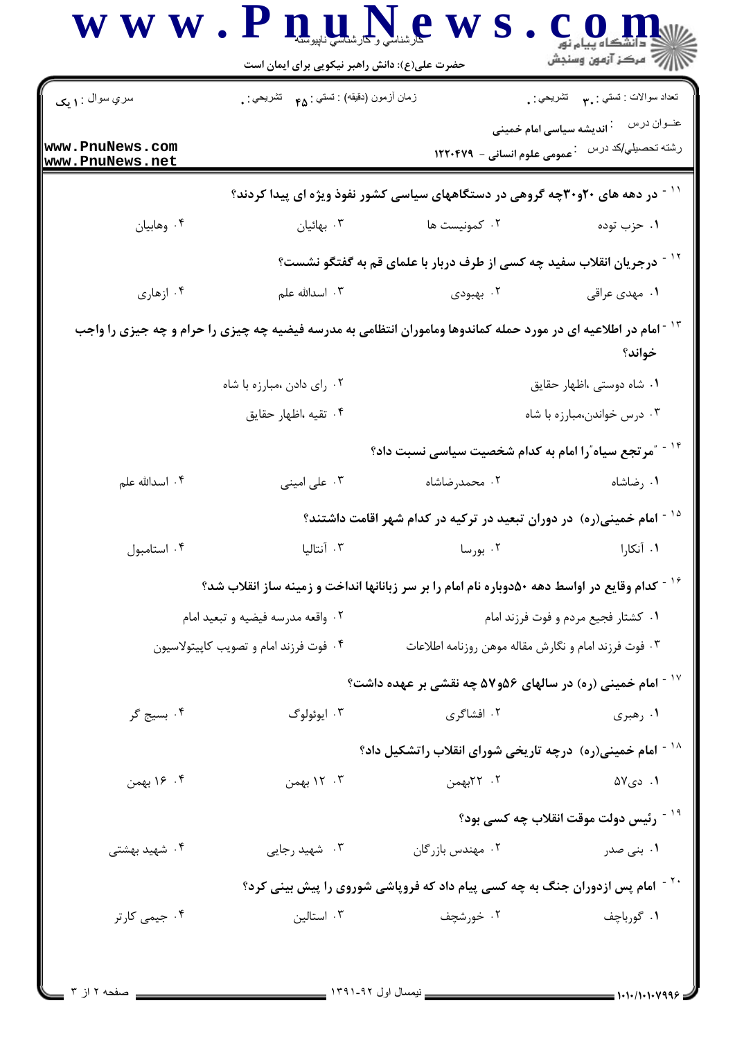۱۱ - در دهه های ۲۰و۳۰چه گروهی در دستگاههای سیاسی کشور نفوذ ویژه ای پیدا کردند؟

۱. حزب توده
۲. کمونیست ها
۳. بهائیان
۴. وهابیان

۱۲ - درجریان انقلاب سفید چه کسی از طرف دربار با علمای قم به گفتگو نشست؟

۱. مهدی عراقی
۲. بهبودی
۳. اسدالله علم
۴. ازهاری

۱۳ - امام در اطلاعیه ای در مورد حمله کماندوها وماموران انتظامی به مدرسه فیضیه چه چیزی را حرام و چه جیزی را واجب خواند؟

۱. شاه دوستی ،اظهار حقایق
۲. رای دادن ،مبارزه با شاه
۳. درس خواندن،مبارزه با شاه
۴. تقیه ،اظهار حقایق

۱۴ - "مرتجع سیاه"را امام به کدام شخصیت سیاسی نسبت داد؟

۱. رضاشاه
۲. محمدرضاشاه
۳. علی امینی
۴. اسدالله علم

۱۵ - امام خمینی(ره) در دوران تبعید در ترکیه در کدام شهر اقامت داشتند؟

۱. آنکارا
۲. بورسا
۳. آنتالیا
۴. استامبول

۱۶ - کدام وقایع در اواسط دهه ۵۰دوباره نام امام را بر سر زبانانها انداخت و زمینه ساز انقلاب شد؟

۱. کشتار فجیع مردم و فوت فرزند امام
۲. واقعه مدرسه فیضیه و تبعید امام
۳. فوت فرزند امام و نگارش مقاله موهن روزنامه اطلاعات
۴. فوت فرزند امام و تصویب کاپیتولاسیون

۱۷ - امام خمینی (ره) در سالهای ۵۶و۵۷ چه نقشی بر عهده داشت؟

۱. رهبری
۲. افشاگری
۳. ایوئولوگ
۴. بسیج گر

۱۸ - امام خمینی(ره) درچه تاریخی شورای انقلاب راتشکیل داد؟

۱. دی۵۷
۲. ۲۲بهمن
۳. ۱۲ بهمن
۴. ۱۶ بهمن

۱۹ - رئیس دولت موقت انقلاب چه کسی بود؟

۱. بنی صدر
۲. مهندس بازرگان
۳. شهید رجایی
۴. شهید بهشتی

۲۰ - امام پس ازدوران جنگ به چه کسی پیام داد که فروپاشی شوروی را پیش بینی کرد؟

۱. گورباچف
۲. خورشچف
۳. استالین
۴. جیمی کارتر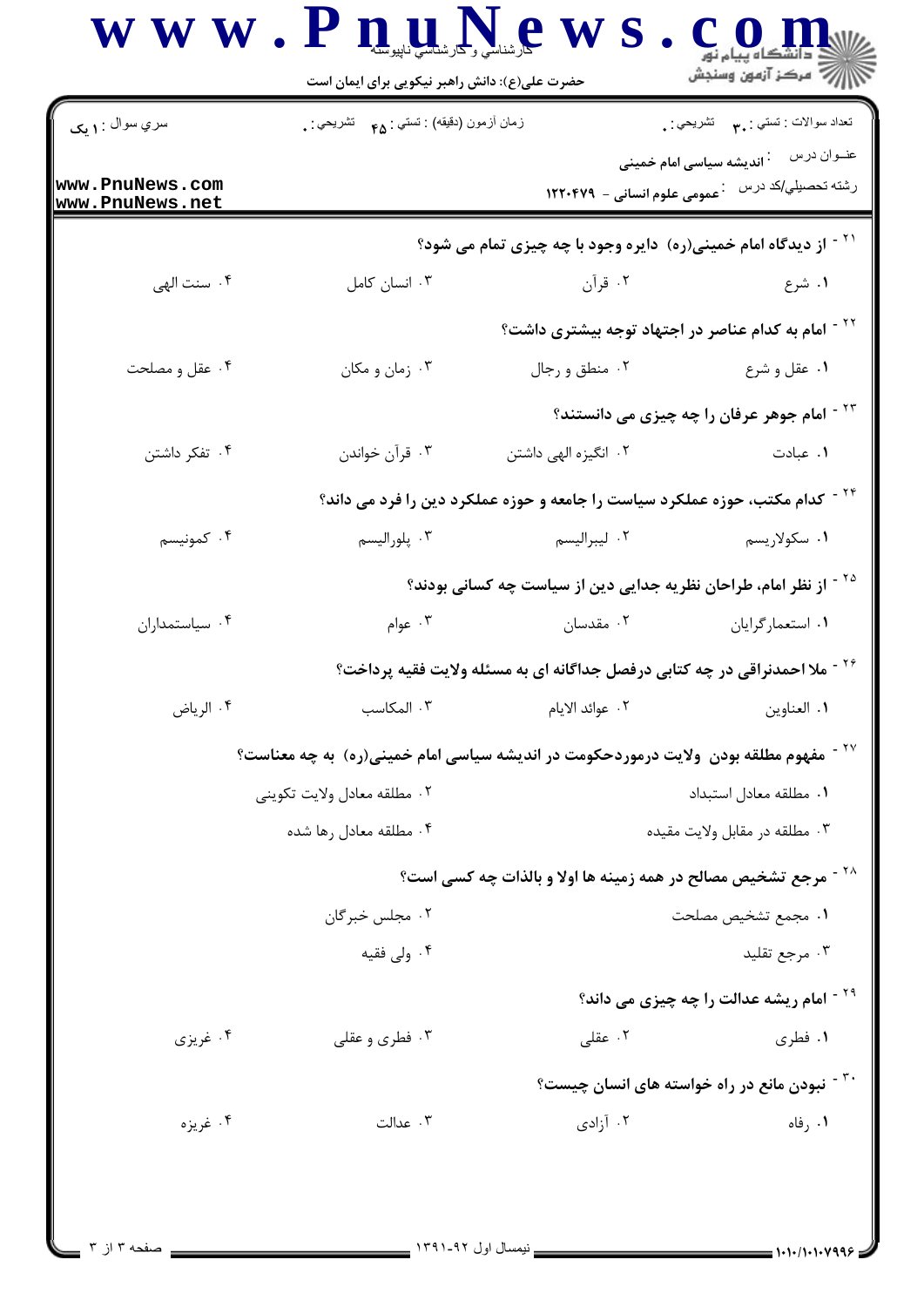سري سوال : ۱ يک

زمان آزمون (دقيقه) : تستي : ۴۵  تشريحي : ۰

تعداد سوالات : تستي : ۳۰  تشريحي : ۰

عنوان درس : اندیشه سیاسی امام خمینی

رشته تحصيلي/کد درس : عمومی علوم انسانی - ۱۲۲۰۴۷۹

۲۱ - از دیدگاه امام خمینی(ره) دایره وجود با چه چیزی تمام می شود؟

۱. شرع  ۲. قرآن  ۳. انسان کامل  ۴. سنت الهی

۲۲ - امام به کدام عناصر در اجتهاد توجه بیشتری داشت؟

۱. عقل و شرع  ۲. منطق و رجال  ۳. زمان و مکان  ۴. عقل و مصلحت

۲۳ - امام جوهر عرفان را چه چیزی می دانستند؟

۱. عبادت  ۲. انگیزه الهی داشتن  ۳. قرآن خواندن  ۴. تفکر داشتن

۲۴ - کدام مکتب، حوزه عملکرد سیاست را جامعه و حوزه عملکرد دین را فرد می داند؟

۱. سکولاریسم  ۲. لیبرالیسم  ۳. پلورالیسم  ۴. کمونیسم

۲۵ - از نظر امام، طراحان نظریه جدایی دین از سیاست چه کسانی بودند؟

۱. استعمارگرایان  ۲. مقدسان  ۳. عوام  ۴. سیاستمداران

۲۶ - ملا احمدنراقی در چه کتابی درفصل جداگانه ای به مسئله ولایت فقیه پرداخت؟

۱. العناوین  ۲. عوائد الایام  ۳. المکاسب  ۴. الریاض

۲۷ - مفهوم مطلقه بودن ولایت درموردحکومت در اندیشه سیاسی امام خمینی(ره) به چه معناست؟

۱. مطلقه معادل استبداد

۲. مطلقه معادل ولایت تکوینی

۳. مطلقه در مقابل ولایت مقیده

۴. مطلقه معادل رها شده

۲۸ - مرجع تشخیص مصالح در همه زمینه ها اولا و بالذات چه کسی است؟

۱. مجمع تشخیص مصلحت

۲. مجلس خبرگان

۳. مرجع تقلید

۴. ولی فقیه

۲۹ - امام ریشه عدالت را چه چیزی می داند؟

۱. فطری  ۲. عقلی  ۳. فطری و عقلی  ۴. غریزی

۳۰ - نبودن مانع در راه خواسته های انسان چیست؟

۱. رفاه  ۲. آزادی  ۳. عدالت  ۴. غریزه